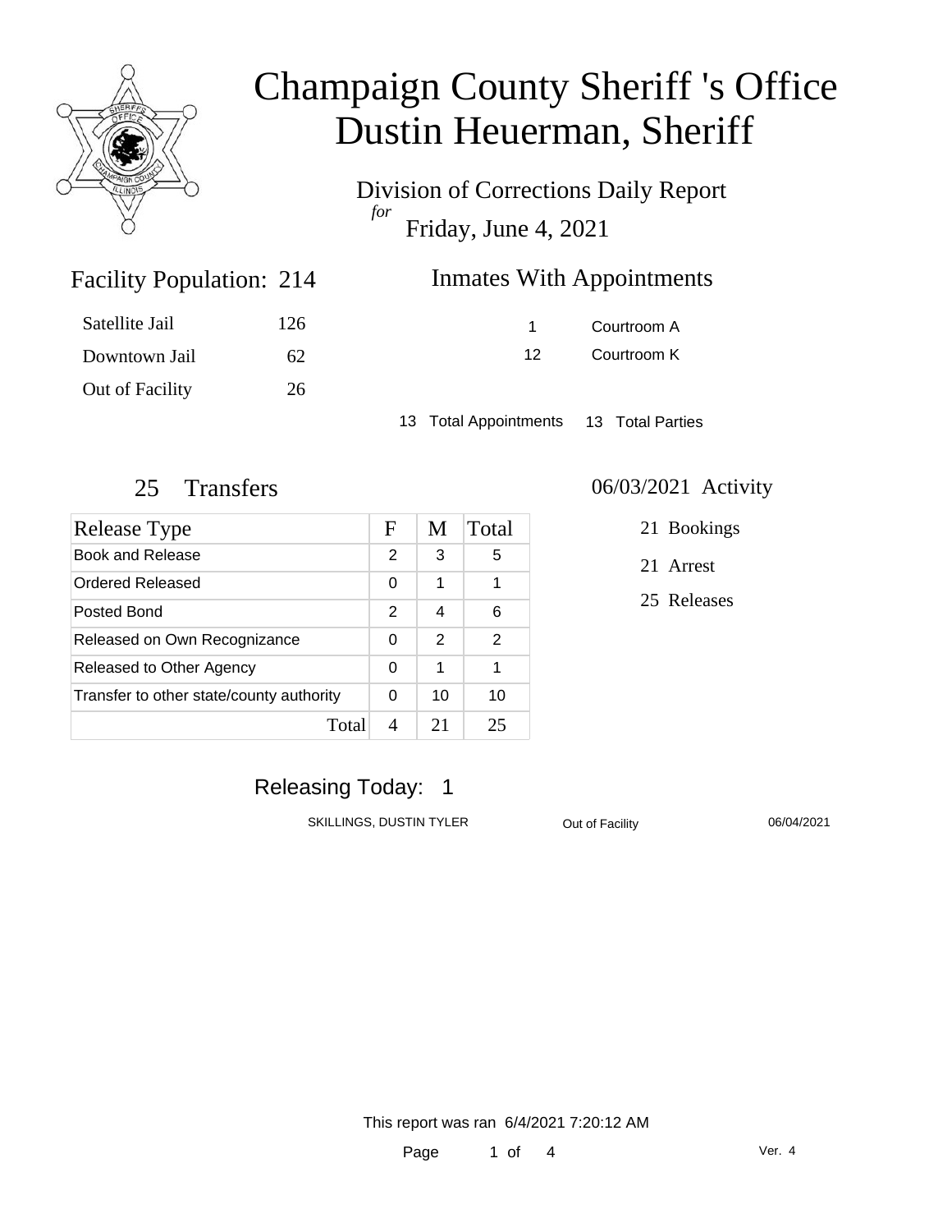# Champaign County Sheriff 's Office
# Dustin Heuerman, Sheriff

Division of Corrections Daily Report
*for*
Friday, June 4, 2021

## Facility Population: 214

| | |
|---|---|
| Satellite Jail | 126 |
| Downtown Jail | 62 |
| Out of Facility | 26 |

## Inmates With Appointments

| | |
|---|---|
| 1 | Courtroom A |
| 12 | Courtroom K |

13 Total Appointments 13 Total Parties

## 25 Transfers

| Release Type | F | M | Total |
|---|---|---|---|
| Book and Release | 2 | 3 | 5 |
| Ordered Released | 0 | 1 | 1 |
| Posted Bond | 2 | 4 | 6 |
| Released on Own Recognizance | 0 | 2 | 2 |
| Released to Other Agency | 0 | 1 | 1 |
| Transfer to other state/county authority | 0 | 10 | 10 |
| Total | 4 | 21 | 25 |

## 06/03/2021 Activity

21 Bookings

21 Arrest

25 Releases

## Releasing Today: 1

| | | |
|---|---|---|
| SKILLINGS, DUSTIN TYLER | Out of Facility | 06/04/2021 |

This report was ran 6/4/2021 7:20:12 AM

Ver. 4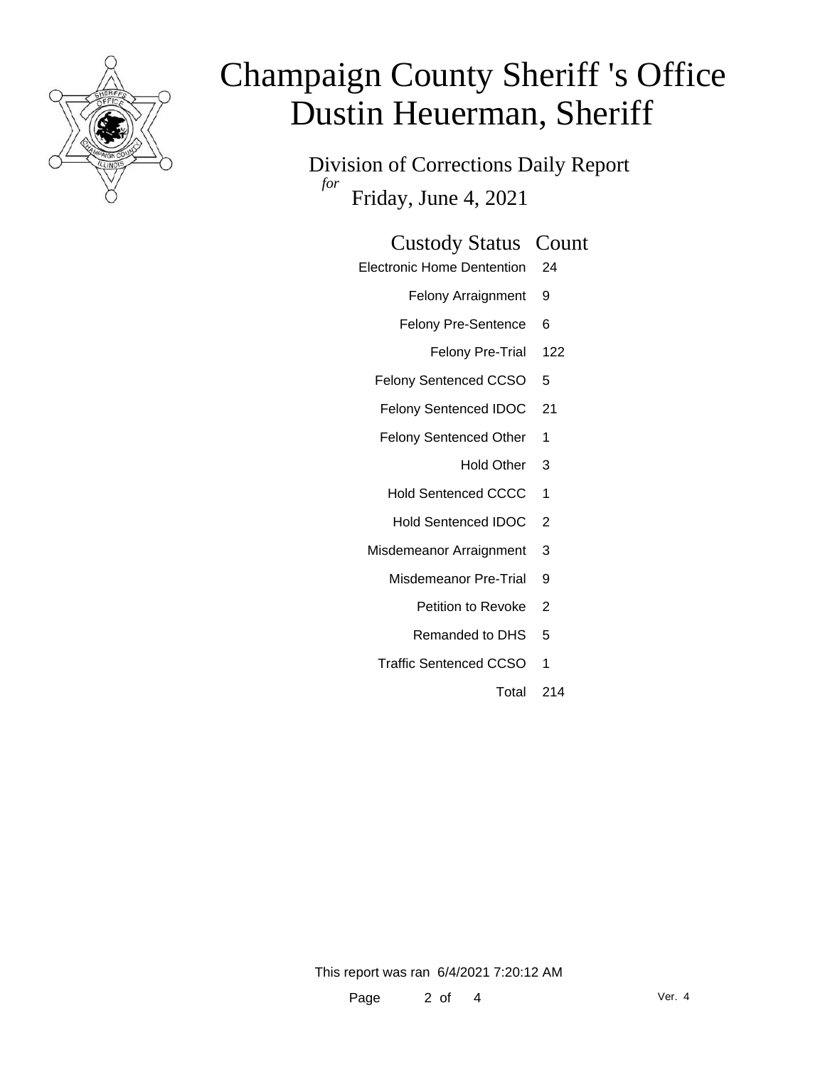# Champaign County Sheriff 's Office
# Dustin Heuerman, Sheriff

Division of Corrections Daily Report

*for* Friday, June 4, 2021

| Custody Status | Count |
| --- | --- |
| Electronic Home Dentention | 24 |
| Felony Arraignment | 9 |
| Felony Pre-Sentence | 6 |
| Felony Pre-Trial | 122 |
| Felony Sentenced CCSO | 5 |
| Felony Sentenced IDOC | 21 |
| Felony Sentenced Other | 1 |
| Hold Other | 3 |
| Hold Sentenced CCCC | 1 |
| Hold Sentenced IDOC | 2 |
| Misdemeanor Arraignment | 3 |
| Misdemeanor Pre-Trial | 9 |
| Petition to Revoke | 2 |
| Remanded to DHS | 5 |
| Traffic Sentenced CCSO | 1 |
| Total | 214 |

This report was ran 6/4/2021 7:20:12 AM

Ver. 4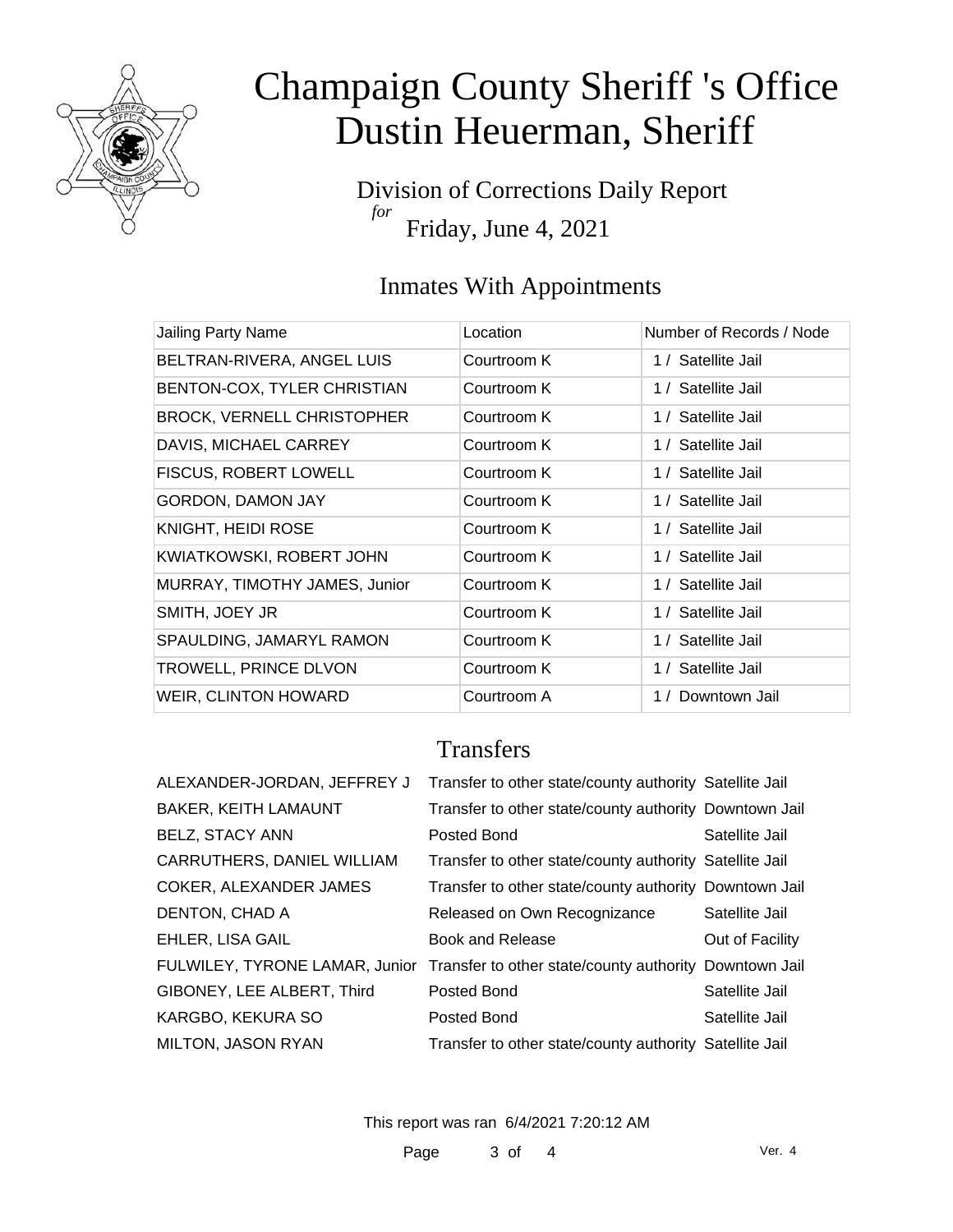# Champaign County Sheriff 's Office
# Dustin Heuerman, Sheriff

Division of Corrections Daily Report
*for*
Friday, June 4, 2021

## Inmates With Appointments

| Jailing Party Name | Location | Number of Records / Node |
|---|---|---|
| BELTRAN-RIVERA, ANGEL LUIS | Courtroom K | 1 / Satellite Jail |
| BENTON-COX, TYLER CHRISTIAN | Courtroom K | 1 / Satellite Jail |
| BROCK, VERNELL CHRISTOPHER | Courtroom K | 1 / Satellite Jail |
| DAVIS, MICHAEL CARREY | Courtroom K | 1 / Satellite Jail |
| FISCUS, ROBERT LOWELL | Courtroom K | 1 / Satellite Jail |
| GORDON, DAMON JAY | Courtroom K | 1 / Satellite Jail |
| KNIGHT, HEIDI ROSE | Courtroom K | 1 / Satellite Jail |
| KWIATKOWSKI, ROBERT JOHN | Courtroom K | 1 / Satellite Jail |
| MURRAY, TIMOTHY JAMES, Junior | Courtroom K | 1 / Satellite Jail |
| SMITH, JOEY JR | Courtroom K | 1 / Satellite Jail |
| SPAULDING, JAMARYL RAMON | Courtroom K | 1 / Satellite Jail |
| TROWELL, PRINCE DLVON | Courtroom K | 1 / Satellite Jail |
| WEIR, CLINTON HOWARD | Courtroom A | 1 / Downtown Jail |

## Transfers

| | | |
|---|---|---|
| ALEXANDER-JORDAN, JEFFREY J | Transfer to other state/county authority | Satellite Jail |
| BAKER, KEITH LAMAUNT | Transfer to other state/county authority | Downtown Jail |
| BELZ, STACY ANN | Posted Bond | Satellite Jail |
| CARRUTHERS, DANIEL WILLIAM | Transfer to other state/county authority | Satellite Jail |
| COKER, ALEXANDER JAMES | Transfer to other state/county authority | Downtown Jail |
| DENTON, CHAD A | Released on Own Recognizance | Satellite Jail |
| EHLER, LISA GAIL | Book and Release | Out of Facility |
| FULWILEY, TYRONE LAMAR, Junior | Transfer to other state/county authority | Downtown Jail |
| GIBONEY, LEE ALBERT, Third | Posted Bond | Satellite Jail |
| KARGBO, KEKURA SO | Posted Bond | Satellite Jail |
| MILTON, JASON RYAN | Transfer to other state/county authority | Satellite Jail |

This report was ran 6/4/2021 7:20:12 AM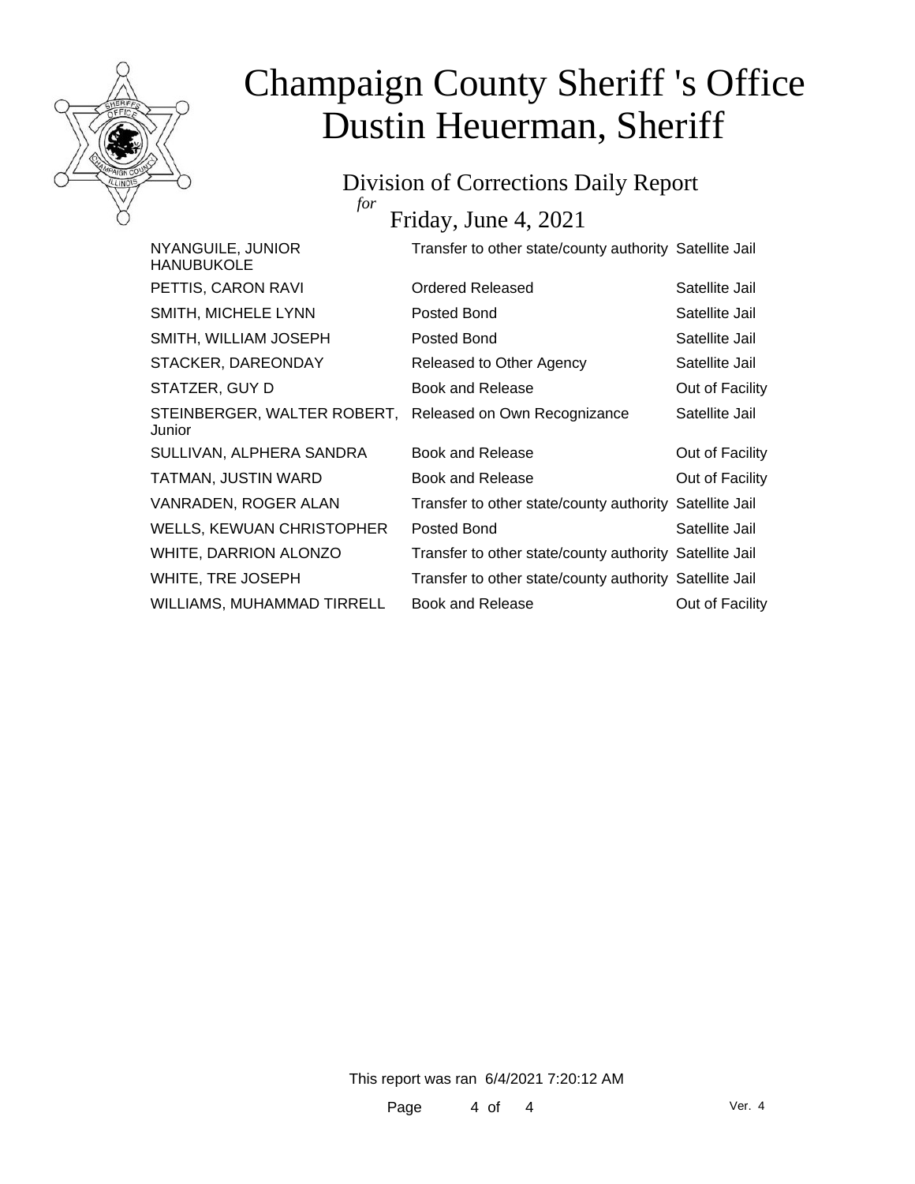# Champaign County Sheriff 's Office
# Dustin Heuerman, Sheriff

## Division of Corrections Daily Report

*for*

## Friday, June 4, 2021

| | | |
|---|---|---|
| NYANGUILE, JUNIOR HANUBUKOLE | Transfer to other state/county authority | Satellite Jail |
| PETTIS, CARON RAVI | Ordered Released | Satellite Jail |
| SMITH, MICHELE LYNN | Posted Bond | Satellite Jail |
| SMITH, WILLIAM JOSEPH | Posted Bond | Satellite Jail |
| STACKER, DAREONDAY | Released to Other Agency | Satellite Jail |
| STATZER, GUY D | Book and Release | Out of Facility |
| STEINBERGER, WALTER ROBERT, Junior | Released on Own Recognizance | Satellite Jail |
| SULLIVAN, ALPHERA SANDRA | Book and Release | Out of Facility |
| TATMAN, JUSTIN WARD | Book and Release | Out of Facility |
| VANRADEN, ROGER ALAN | Transfer to other state/county authority | Satellite Jail |
| WELLS, KEWUAN CHRISTOPHER | Posted Bond | Satellite Jail |
| WHITE, DARRION ALONZO | Transfer to other state/county authority | Satellite Jail |
| WHITE, TRE JOSEPH | Transfer to other state/county authority | Satellite Jail |
| WILLIAMS, MUHAMMAD TIRRELL | Book and Release | Out of Facility |

This report was ran 6/4/2021 7:20:12 AM

Ver. 4